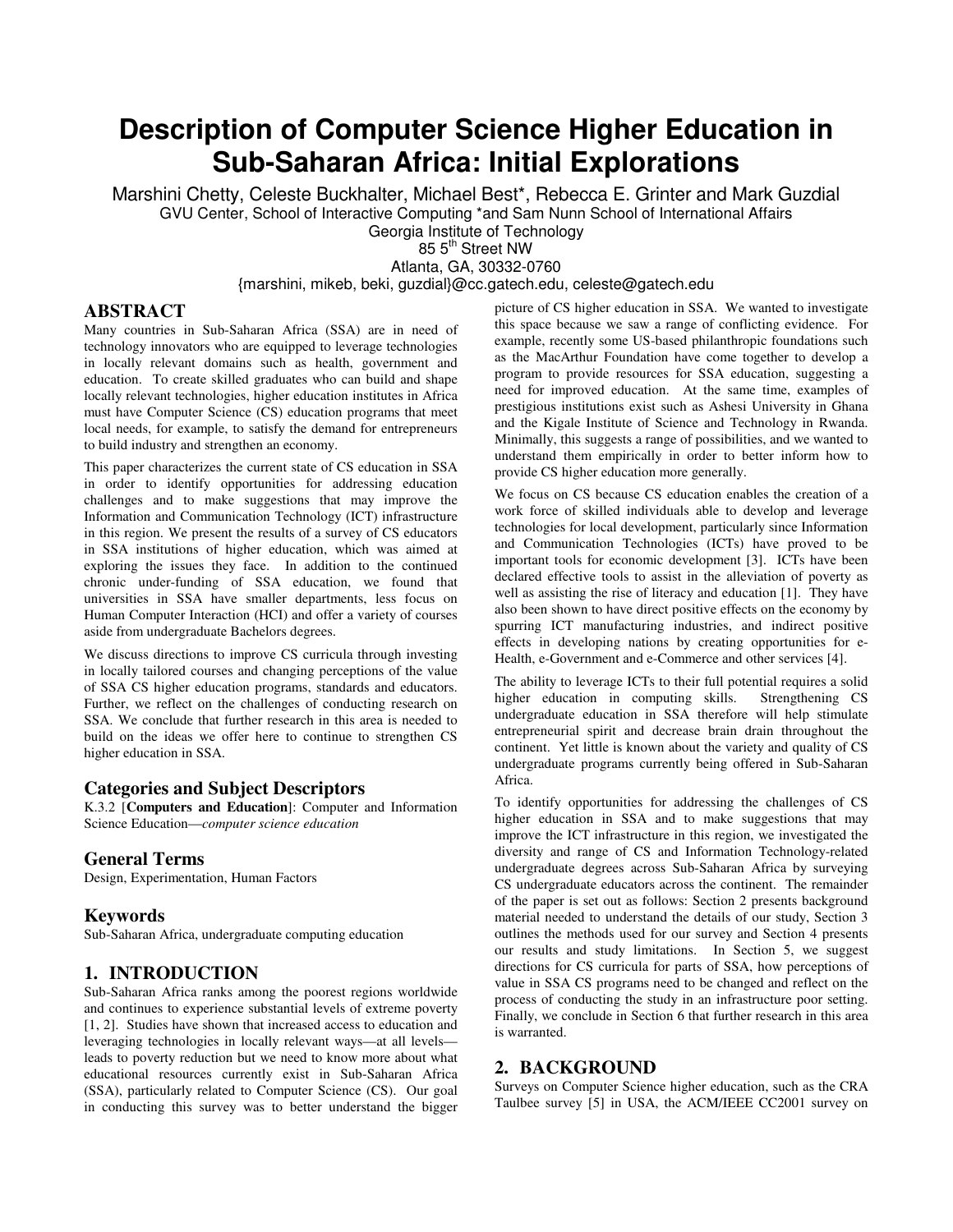# Description of Computer Science Higher Education in Sub-Saharan Africa: Initial Explorations

Marshini Chetty, Celeste Buckhalter, Michael Best*, Rebecca E. Grinter and Mark Guzdial

GVU Center, School of Interactive Computing *and Sam Nunn School of International Affairs

Georgia Institute of Technology

85 5th Street NW

Atlanta, GA, 30332-0760

{marshini, mikeb, beki, guzdial}@cc.gatech.edu, celeste@gatech.edu

## ABSTRACT

Many countries in Sub-Saharan Africa (SSA) are in need of technology innovators who are equipped to leverage technologies in locally relevant domains such as health, government and education. To create skilled graduates who can build and shape locally relevant technologies, higher education institutes in Africa must have Computer Science (CS) education programs that meet local needs, for example, to satisfy the demand for entrepreneurs to build industry and strengthen an economy.

This paper characterizes the current state of CS education in SSA in order to identify opportunities for addressing education challenges and to make suggestions that may improve the Information and Communication Technology (ICT) infrastructure in this region. We present the results of a survey of CS educators in SSA institutions of higher education, which was aimed at exploring the issues they face. In addition to the continued chronic under-funding of SSA education, we found that universities in SSA have smaller departments, less focus on Human Computer Interaction (HCI) and offer a variety of courses aside from undergraduate Bachelors degrees.

We discuss directions to improve CS curricula through investing in locally tailored courses and changing perceptions of the value of SSA CS higher education programs, standards and educators. Further, we reflect on the challenges of conducting research on SSA. We conclude that further research in this area is needed to build on the ideas we offer here to continue to strengthen CS higher education in SSA.

### Categories and Subject Descriptors

K.3.2 [**Computers and Education**]: Computer and Information Science Education—*computer science education*

### General Terms

Design, Experimentation, Human Factors

### Keywords

Sub-Saharan Africa, undergraduate computing education

## 1. INTRODUCTION

Sub-Saharan Africa ranks among the poorest regions worldwide and continues to experience substantial levels of extreme poverty [1, 2]. Studies have shown that increased access to education and leveraging technologies in locally relevant ways—at all levels—leads to poverty reduction but we need to know more about what educational resources currently exist in Sub-Saharan Africa (SSA), particularly related to Computer Science (CS). Our goal in conducting this survey was to better understand the bigger picture of CS higher education in SSA. We wanted to investigate this space because we saw a range of conflicting evidence. For example, recently some US-based philanthropic foundations such as the MacArthur Foundation have come together to develop a program to provide resources for SSA education, suggesting a need for improved education. At the same time, examples of prestigious institutions exist such as Ashesi University in Ghana and the Kigale Institute of Science and Technology in Rwanda. Minimally, this suggests a range of possibilities, and we wanted to understand them empirically in order to better inform how to provide CS higher education more generally.

We focus on CS because CS education enables the creation of a work force of skilled individuals able to develop and leverage technologies for local development, particularly since Information and Communication Technologies (ICTs) have proved to be important tools for economic development [3]. ICTs have been declared effective tools to assist in the alleviation of poverty as well as assisting the rise of literacy and education [1]. They have also been shown to have direct positive effects on the economy by spurring ICT manufacturing industries, and indirect positive effects in developing nations by creating opportunities for e-Health, e-Government and e-Commerce and other services [4].

The ability to leverage ICTs to their full potential requires a solid higher education in computing skills. Strengthening CS undergraduate education in SSA therefore will help stimulate entrepreneurial spirit and decrease brain drain throughout the continent. Yet little is known about the variety and quality of CS undergraduate programs currently being offered in Sub-Saharan Africa.

To identify opportunities for addressing the challenges of CS higher education in SSA and to make suggestions that may improve the ICT infrastructure in this region, we investigated the diversity and range of CS and Information Technology-related undergraduate degrees across Sub-Saharan Africa by surveying CS undergraduate educators across the continent. The remainder of the paper is set out as follows: Section 2 presents background material needed to understand the details of our study, Section 3 outlines the methods used for our survey and Section 4 presents our results and study limitations. In Section 5, we suggest directions for CS curricula for parts of SSA, how perceptions of value in SSA CS programs need to be changed and reflect on the process of conducting the study in an infrastructure poor setting. Finally, we conclude in Section 6 that further research in this area is warranted.

## 2. BACKGROUND

Surveys on Computer Science higher education, such as the CRA Taulbee survey [5] in USA, the ACM/IEEE CC2001 survey on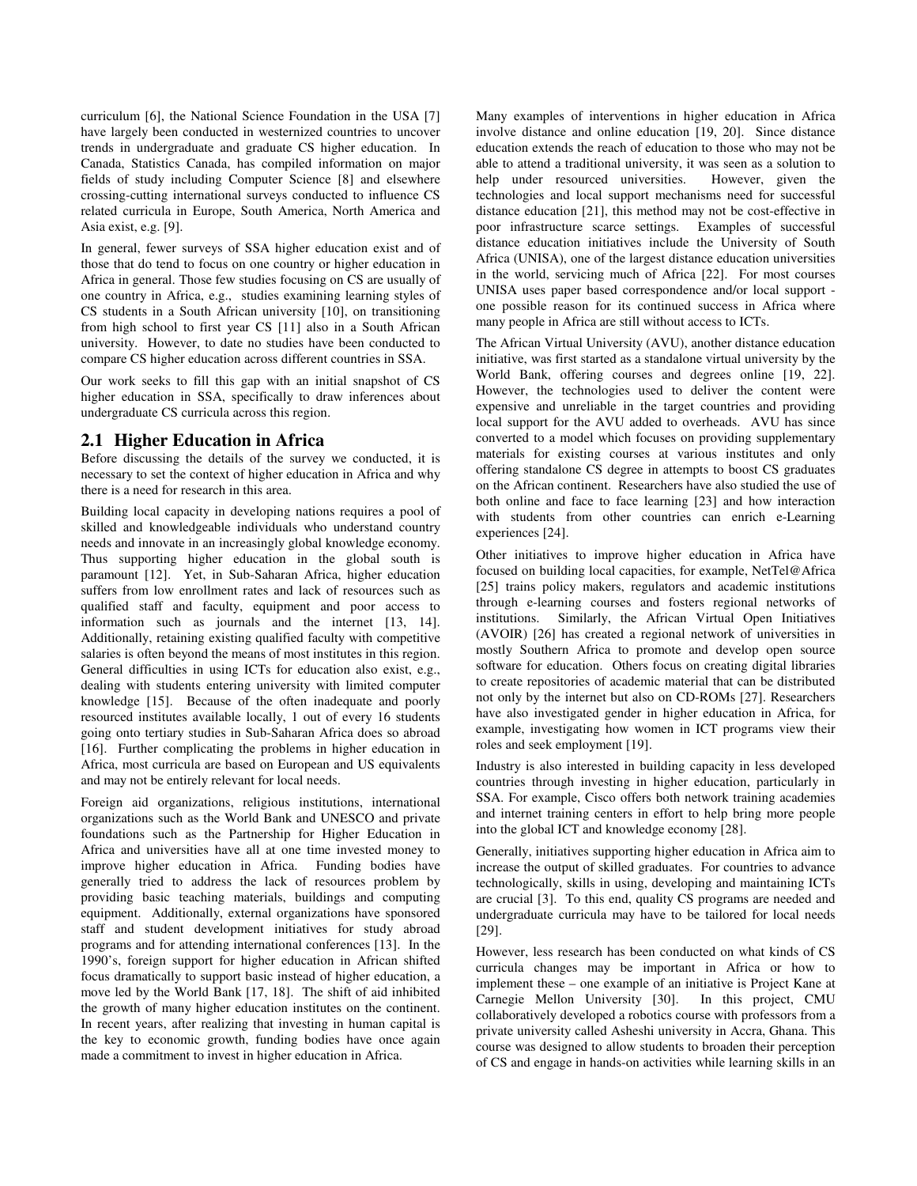curriculum [6], the National Science Foundation in the USA [7] have largely been conducted in westernized countries to uncover trends in undergraduate and graduate CS higher education. In Canada, Statistics Canada, has compiled information on major fields of study including Computer Science [8] and elsewhere crossing-cutting international surveys conducted to influence CS related curricula in Europe, South America, North America and Asia exist, e.g. [9].

In general, fewer surveys of SSA higher education exist and of those that do tend to focus on one country or higher education in Africa in general. Those few studies focusing on CS are usually of one country in Africa, e.g., studies examining learning styles of CS students in a South African university [10], on transitioning from high school to first year CS [11] also in a South African university. However, to date no studies have been conducted to compare CS higher education across different countries in SSA.

Our work seeks to fill this gap with an initial snapshot of CS higher education in SSA, specifically to draw inferences about undergraduate CS curricula across this region.

## 2.1 Higher Education in Africa

Before discussing the details of the survey we conducted, it is necessary to set the context of higher education in Africa and why there is a need for research in this area.

Building local capacity in developing nations requires a pool of skilled and knowledgeable individuals who understand country needs and innovate in an increasingly global knowledge economy. Thus supporting higher education in the global south is paramount [12]. Yet, in Sub-Saharan Africa, higher education suffers from low enrollment rates and lack of resources such as qualified staff and faculty, equipment and poor access to information such as journals and the internet [13, 14]. Additionally, retaining existing qualified faculty with competitive salaries is often beyond the means of most institutes in this region. General difficulties in using ICTs for education also exist, e.g., dealing with students entering university with limited computer knowledge [15]. Because of the often inadequate and poorly resourced institutes available locally, 1 out of every 16 students going onto tertiary studies in Sub-Saharan Africa does so abroad [16]. Further complicating the problems in higher education in Africa, most curricula are based on European and US equivalents and may not be entirely relevant for local needs.

Foreign aid organizations, religious institutions, international organizations such as the World Bank and UNESCO and private foundations such as the Partnership for Higher Education in Africa and universities have all at one time invested money to improve higher education in Africa. Funding bodies have generally tried to address the lack of resources problem by providing basic teaching materials, buildings and computing equipment. Additionally, external organizations have sponsored staff and student development initiatives for study abroad programs and for attending international conferences [13]. In the 1990's, foreign support for higher education in African shifted focus dramatically to support basic instead of higher education, a move led by the World Bank [17, 18]. The shift of aid inhibited the growth of many higher education institutes on the continent. In recent years, after realizing that investing in human capital is the key to economic growth, funding bodies have once again made a commitment to invest in higher education in Africa.

Many examples of interventions in higher education in Africa involve distance and online education [19, 20]. Since distance education extends the reach of education to those who may not be able to attend a traditional university, it was seen as a solution to help under resourced universities. However, given the technologies and local support mechanisms need for successful distance education [21], this method may not be cost-effective in poor infrastructure scarce settings. Examples of successful distance education initiatives include the University of South Africa (UNISA), one of the largest distance education universities in the world, servicing much of Africa [22]. For most courses UNISA uses paper based correspondence and/or local support - one possible reason for its continued success in Africa where many people in Africa are still without access to ICTs.

The African Virtual University (AVU), another distance education initiative, was first started as a standalone virtual university by the World Bank, offering courses and degrees online [19, 22]. However, the technologies used to deliver the content were expensive and unreliable in the target countries and providing local support for the AVU added to overheads. AVU has since converted to a model which focuses on providing supplementary materials for existing courses at various institutes and only offering standalone CS degree in attempts to boost CS graduates on the African continent. Researchers have also studied the use of both online and face to face learning [23] and how interaction with students from other countries can enrich e-Learning experiences [24].

Other initiatives to improve higher education in Africa have focused on building local capacities, for example, NetTel@Africa [25] trains policy makers, regulators and academic institutions through e-learning courses and fosters regional networks of institutions. Similarly, the African Virtual Open Initiatives (AVOIR) [26] has created a regional network of universities in mostly Southern Africa to promote and develop open source software for education. Others focus on creating digital libraries to create repositories of academic material that can be distributed not only by the internet but also on CD-ROMs [27]. Researchers have also investigated gender in higher education in Africa, for example, investigating how women in ICT programs view their roles and seek employment [19].

Industry is also interested in building capacity in less developed countries through investing in higher education, particularly in SSA. For example, Cisco offers both network training academies and internet training centers in effort to help bring more people into the global ICT and knowledge economy [28].

Generally, initiatives supporting higher education in Africa aim to increase the output of skilled graduates. For countries to advance technologically, skills in using, developing and maintaining ICTs are crucial [3]. To this end, quality CS programs are needed and undergraduate curricula may have to be tailored for local needs [29].

However, less research has been conducted on what kinds of CS curricula changes may be important in Africa or how to implement these – one example of an initiative is Project Kane at Carnegie Mellon University [30]. In this project, CMU collaboratively developed a robotics course with professors from a private university called Asheshi university in Accra, Ghana. This course was designed to allow students to broaden their perception of CS and engage in hands-on activities while learning skills in an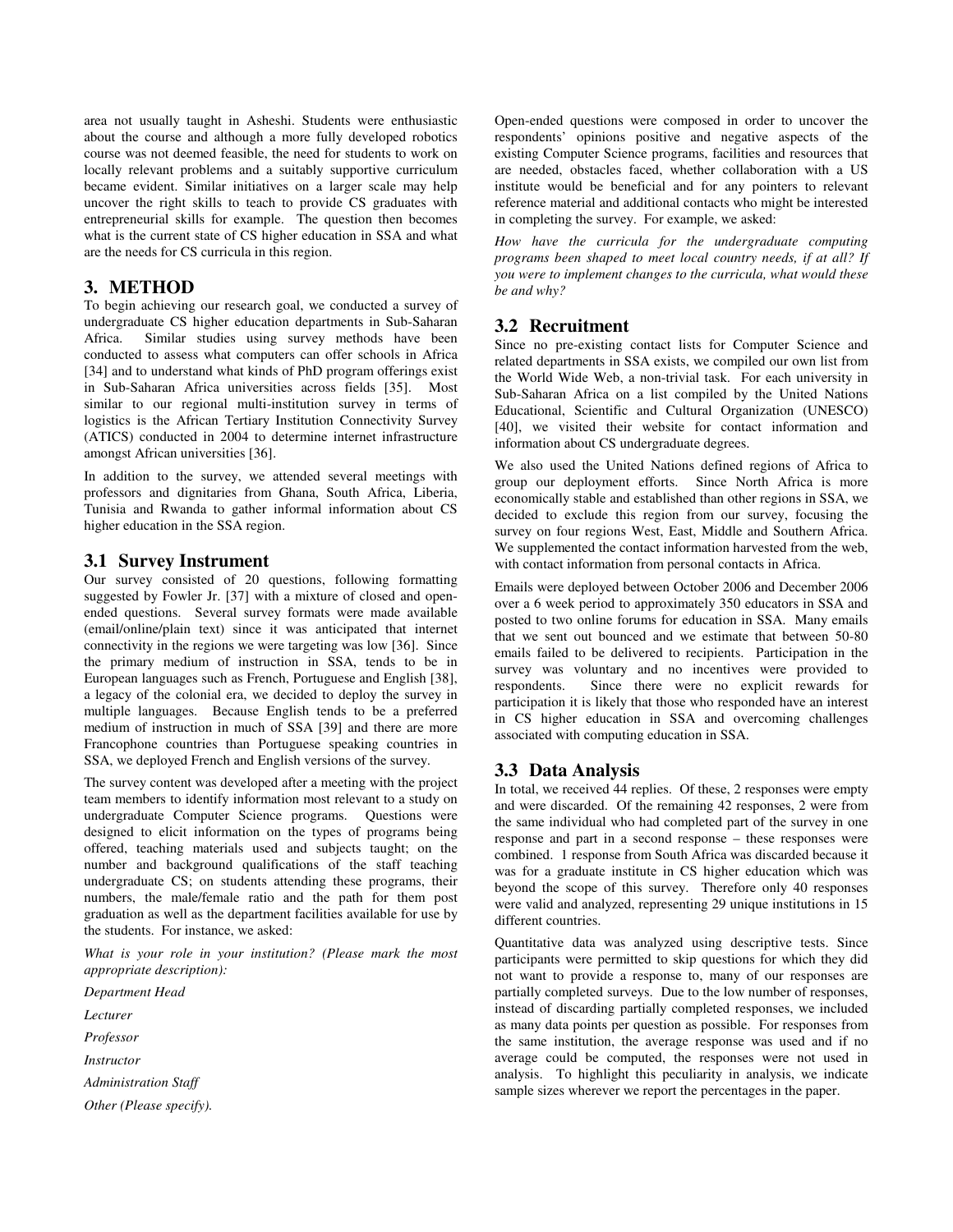area not usually taught in Asheshi. Students were enthusiastic about the course and although a more fully developed robotics course was not deemed feasible, the need for students to work on locally relevant problems and a suitably supportive curriculum became evident. Similar initiatives on a larger scale may help uncover the right skills to teach to provide CS graduates with entrepreneurial skills for example. The question then becomes what is the current state of CS higher education in SSA and what are the needs for CS curricula in this region.

# 3. METHOD

To begin achieving our research goal, we conducted a survey of undergraduate CS higher education departments in Sub-Saharan Africa. Similar studies using survey methods have been conducted to assess what computers can offer schools in Africa [34] and to understand what kinds of PhD program offerings exist in Sub-Saharan Africa universities across fields [35]. Most similar to our regional multi-institution survey in terms of logistics is the African Tertiary Institution Connectivity Survey (ATICS) conducted in 2004 to determine internet infrastructure amongst African universities [36].

In addition to the survey, we attended several meetings with professors and dignitaries from Ghana, South Africa, Liberia, Tunisia and Rwanda to gather informal information about CS higher education in the SSA region.

## 3.1 Survey Instrument

Our survey consisted of 20 questions, following formatting suggested by Fowler Jr. [37] with a mixture of closed and open-ended questions. Several survey formats were made available (email/online/plain text) since it was anticipated that internet connectivity in the regions we were targeting was low [36]. Since the primary medium of instruction in SSA, tends to be in European languages such as French, Portuguese and English [38], a legacy of the colonial era, we decided to deploy the survey in multiple languages. Because English tends to be a preferred medium of instruction in much of SSA [39] and there are more Francophone countries than Portuguese speaking countries in SSA, we deployed French and English versions of the survey.

The survey content was developed after a meeting with the project team members to identify information most relevant to a study on undergraduate Computer Science programs. Questions were designed to elicit information on the types of programs being offered, teaching materials used and subjects taught; on the number and background qualifications of the staff teaching undergraduate CS; on students attending these programs, their numbers, the male/female ratio and the path for them post graduation as well as the department facilities available for use by the students. For instance, we asked:

*What is your role in your institution? (Please mark the most appropriate description):*

*Department Head*

*Lecturer*

*Professor*

*Instructor*

*Administration Staff*

*Other (Please specify).*

Open-ended questions were composed in order to uncover the respondents' opinions positive and negative aspects of the existing Computer Science programs, facilities and resources that are needed, obstacles faced, whether collaboration with a US institute would be beneficial and for any pointers to relevant reference material and additional contacts who might be interested in completing the survey. For example, we asked:

*How have the curricula for the undergraduate computing programs been shaped to meet local country needs, if at all? If you were to implement changes to the curricula, what would these be and why?*

## 3.2 Recruitment

Since no pre-existing contact lists for Computer Science and related departments in SSA exists, we compiled our own list from the World Wide Web, a non-trivial task. For each university in Sub-Saharan Africa on a list compiled by the United Nations Educational, Scientific and Cultural Organization (UNESCO) [40], we visited their website for contact information and information about CS undergraduate degrees.

We also used the United Nations defined regions of Africa to group our deployment efforts. Since North Africa is more economically stable and established than other regions in SSA, we decided to exclude this region from our survey, focusing the survey on four regions West, East, Middle and Southern Africa. We supplemented the contact information harvested from the web, with contact information from personal contacts in Africa.

Emails were deployed between October 2006 and December 2006 over a 6 week period to approximately 350 educators in SSA and posted to two online forums for education in SSA. Many emails that we sent out bounced and we estimate that between 50-80 emails failed to be delivered to recipients. Participation in the survey was voluntary and no incentives were provided to respondents. Since there were no explicit rewards for participation it is likely that those who responded have an interest in CS higher education in SSA and overcoming challenges associated with computing education in SSA.

## 3.3 Data Analysis

In total, we received 44 replies. Of these, 2 responses were empty and were discarded. Of the remaining 42 responses, 2 were from the same individual who had completed part of the survey in one response and part in a second response – these responses were combined. 1 response from South Africa was discarded because it was for a graduate institute in CS higher education which was beyond the scope of this survey. Therefore only 40 responses were valid and analyzed, representing 29 unique institutions in 15 different countries.

Quantitative data was analyzed using descriptive tests. Since participants were permitted to skip questions for which they did not want to provide a response to, many of our responses are partially completed surveys. Due to the low number of responses, instead of discarding partially completed responses, we included as many data points per question as possible. For responses from the same institution, the average response was used and if no average could be computed, the responses were not used in analysis. To highlight this peculiarity in analysis, we indicate sample sizes wherever we report the percentages in the paper.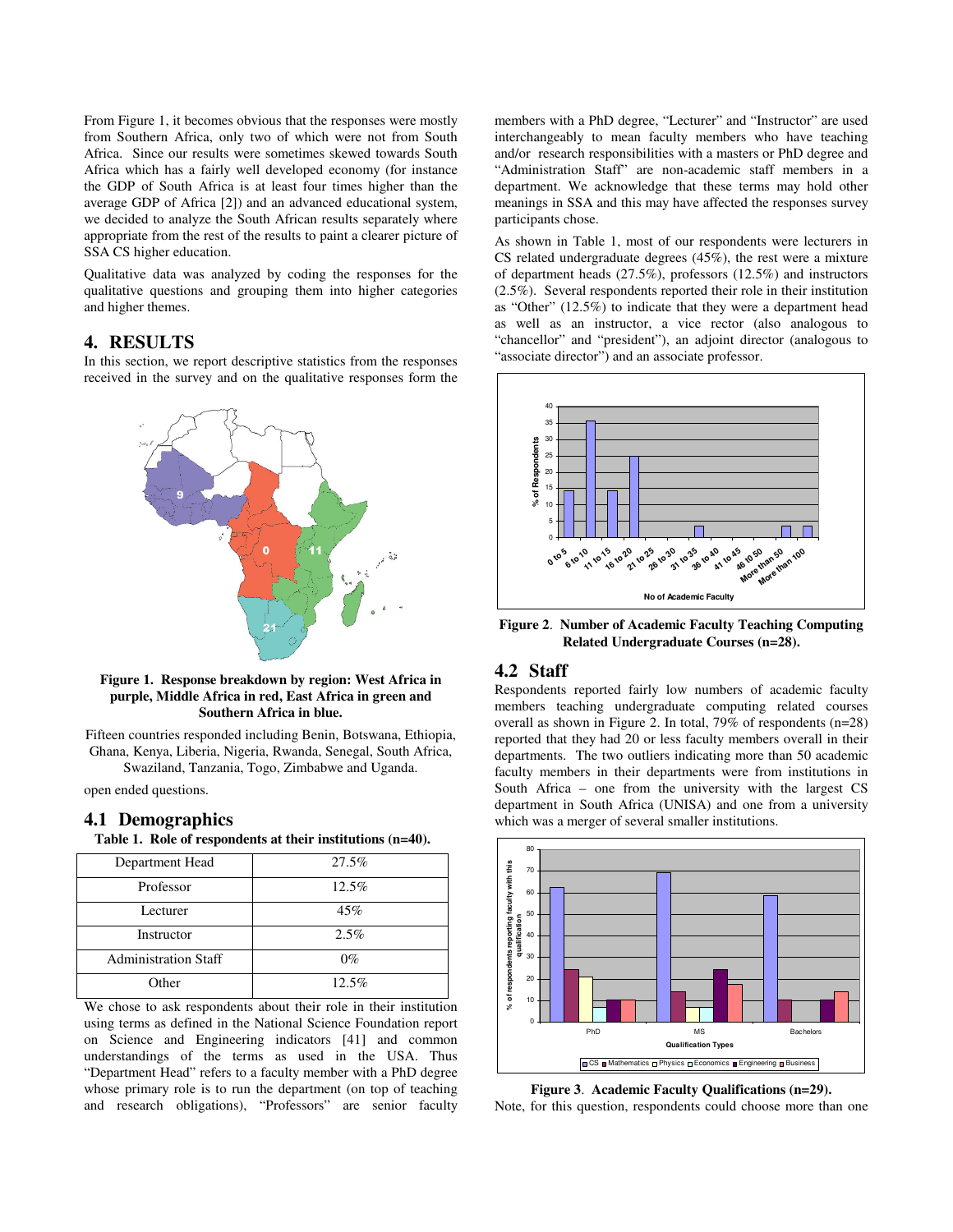From Figure 1, it becomes obvious that the responses were mostly from Southern Africa, only two of which were not from South Africa. Since our results were sometimes skewed towards South Africa which has a fairly well developed economy (for instance the GDP of South Africa is at least four times higher than the average GDP of Africa [2]) and an advanced educational system, we decided to analyze the South African results separately where appropriate from the rest of the results to paint a clearer picture of SSA CS higher education.

Qualitative data was analyzed by coding the responses for the qualitative questions and grouping them into higher categories and higher themes.

## 4. RESULTS

In this section, we report descriptive statistics from the responses received in the survey and on the qualitative responses form the open ended questions.

**Figure 1. Response breakdown by region: West Africa in purple, Middle Africa in red, East Africa in green and Southern Africa in blue.**

Fifteen countries responded including Benin, Botswana, Ethiopia, Ghana, Kenya, Liberia, Nigeria, Rwanda, Senegal, South Africa, Swaziland, Tanzania, Togo, Zimbabwe and Uganda.

### 4.1 Demographics

**Table 1. Role of respondents at their institutions (n=40).**

| Role | % |
|---|---|
| Department Head | 27.5% |
| Professor | 12.5% |
| Lecturer | 45% |
| Instructor | 2.5% |
| Administration Staff | 0% |
| Other | 12.5% |

We chose to ask respondents about their role in their institution using terms as defined in the National Science Foundation report on Science and Engineering indicators [41] and common understandings of the terms as used in the USA. Thus "Department Head" refers to a faculty member with a PhD degree whose primary role is to run the department (on top of teaching and research obligations), "Professors" are senior faculty members with a PhD degree, "Lecturer" and "Instructor" are used interchangeably to mean faculty members who have teaching and/or research responsibilities with a masters or PhD degree and "Administration Staff" are non-academic staff members in a department. We acknowledge that these terms may hold other meanings in SSA and this may have affected the responses survey participants chose.

As shown in Table 1, most of our respondents were lecturers in CS related undergraduate degrees (45%), the rest were a mixture of department heads (27.5%), professors (12.5%) and instructors (2.5%). Several respondents reported their role in their institution as "Other" (12.5%) to indicate that they were a department head as well as an instructor, a vice rector (also analogous to "chancellor" and "president"), an adjoint director (analogous to "associate director") and an associate professor.

**Figure 2. Number of Academic Faculty Teaching Computing Related Undergraduate Courses (n=28).**

### 4.2 Staff

Respondents reported fairly low numbers of academic faculty members teaching undergraduate computing related courses overall as shown in Figure 2. In total, 79% of respondents (n=28) reported that they had 20 or less faculty members overall in their departments. The two outliers indicating more than 50 academic faculty members in their departments were from institutions in South Africa – one from the university with the largest CS department in South Africa (UNISA) and one from a university which was a merger of several smaller institutions.

**Figure 3. Academic Faculty Qualifications (n=29).**

Note, for this question, respondents could choose more than one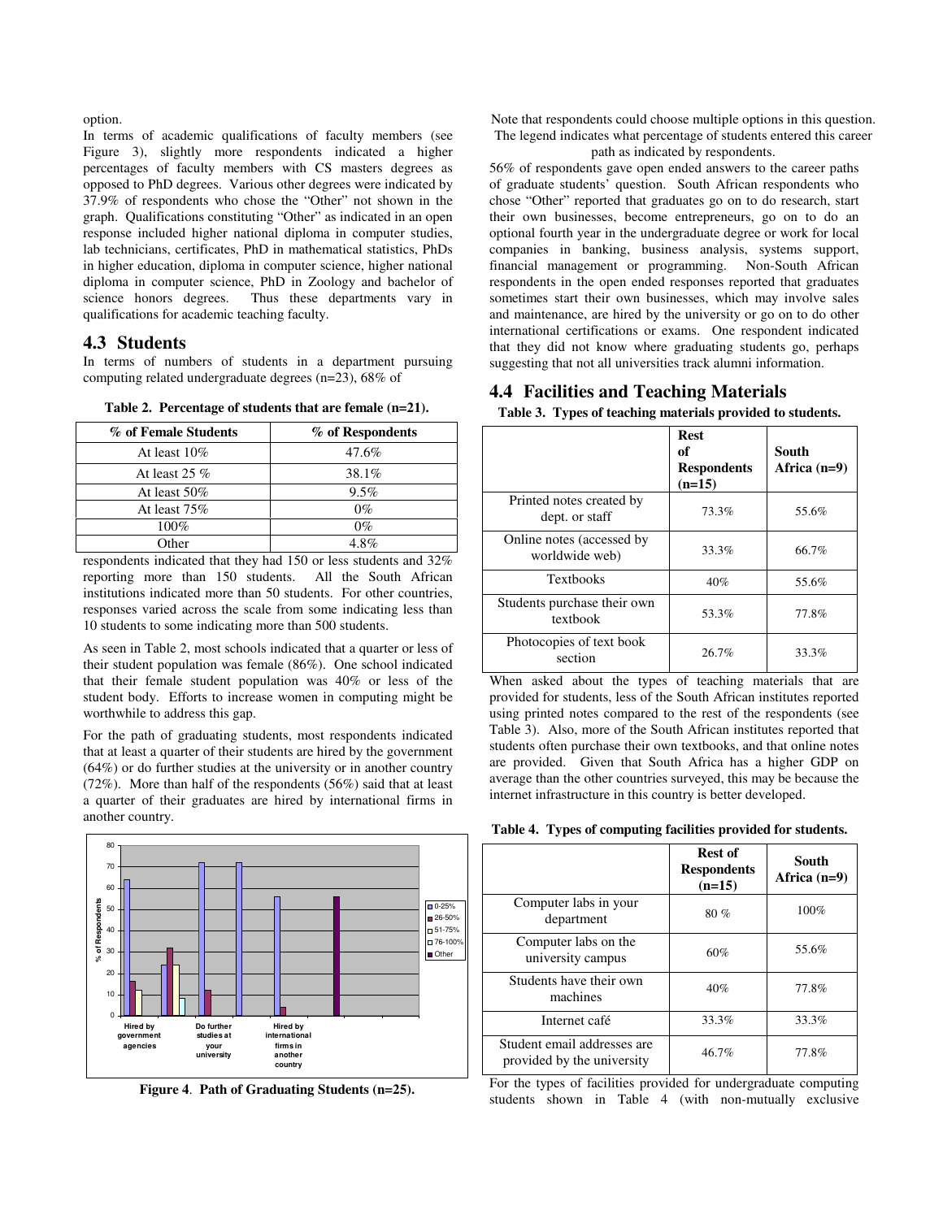option.

In terms of academic qualifications of faculty members (see Figure 3), slightly more respondents indicated a higher percentages of faculty members with CS masters degrees as opposed to PhD degrees. Various other degrees were indicated by 37.9% of respondents who chose the "Other" not shown in the graph. Qualifications constituting "Other" as indicated in an open response included higher national diploma in computer studies, lab technicians, certificates, PhD in mathematical statistics, PhDs in higher education, diploma in computer science, higher national diploma in computer science, PhD in Zoology and bachelor of science honors degrees. Thus these departments vary in qualifications for academic teaching faculty.

## 4.3 Students

In terms of numbers of students in a department pursuing computing related undergraduate degrees (n=23), 68% of respondents indicated that they had 150 or less students and 32% reporting more than 150 students. All the South African institutions indicated more than 50 students. For other countries, responses varied across the scale from some indicating less than 10 students to some indicating more than 500 students.

**Table 2. Percentage of students that are female (n=21).**

| % of Female Students | % of Respondents |
|---|---|
| At least 10% | 47.6% |
| At least 25 % | 38.1% |
| At least 50% | 9.5% |
| At least 75% | 0% |
| 100% | 0% |
| Other | 4.8% |

As seen in Table 2, most schools indicated that a quarter or less of their student population was female (86%). One school indicated that their female student population was 40% or less of the student body. Efforts to increase women in computing might be worthwhile to address this gap.

For the path of graduating students, most respondents indicated that at least a quarter of their students are hired by the government (64%) or do further studies at the university or in another country (72%). More than half of the respondents (56%) said that at least a quarter of their graduates are hired by international firms in another country.

**Figure 4**. **Path of Graduating Students (n=25).**

Note that respondents could choose multiple options in this question. The legend indicates what percentage of students entered this career path as indicated by respondents.

56% of respondents gave open ended answers to the career paths of graduate students' question. South African respondents who chose "Other" reported that graduates go on to do research, start their own businesses, become entrepreneurs, go on to do an optional fourth year in the undergraduate degree or work for local companies in banking, business analysis, systems support, financial management or programming. Non-South African respondents in the open ended responses reported that graduates sometimes start their own businesses, which may involve sales and maintenance, are hired by the university or go on to do other international certifications or exams. One respondent indicated that they did not know where graduating students go, perhaps suggesting that not all universities track alumni information.

## 4.4 Facilities and Teaching Materials

**Table 3. Types of teaching materials provided to students.**

| | Rest of Respondents (n=15) | South Africa (n=9) |
|---|---|---|
| Printed notes created by dept. or staff | 73.3% | 55.6% |
| Online notes (accessed by worldwide web) | 33.3% | 66.7% |
| Textbooks | 40% | 55.6% |
| Students purchase their own textbook | 53.3% | 77.8% |
| Photocopies of text book section | 26.7% | 33.3% |

When asked about the types of teaching materials that are provided for students, less of the South African institutes reported using printed notes compared to the rest of the respondents (see Table 3). Also, more of the South African institutes reported that students often purchase their own textbooks, and that online notes are provided. Given that South Africa has a higher GDP on average than the other countries surveyed, this may be because the internet infrastructure in this country is better developed.

**Table 4. Types of computing facilities provided for students.**

| | Rest of Respondents (n=15) | South Africa (n=9) |
|---|---|---|
| Computer labs in your department | 80 % | 100% |
| Computer labs on the university campus | 60% | 55.6% |
| Students have their own machines | 40% | 77.8% |
| Internet café | 33.3% | 33.3% |
| Student email addresses are provided by the university | 46.7% | 77.8% |

For the types of facilities provided for undergraduate computing students shown in Table 4 (with non-mutually exclusive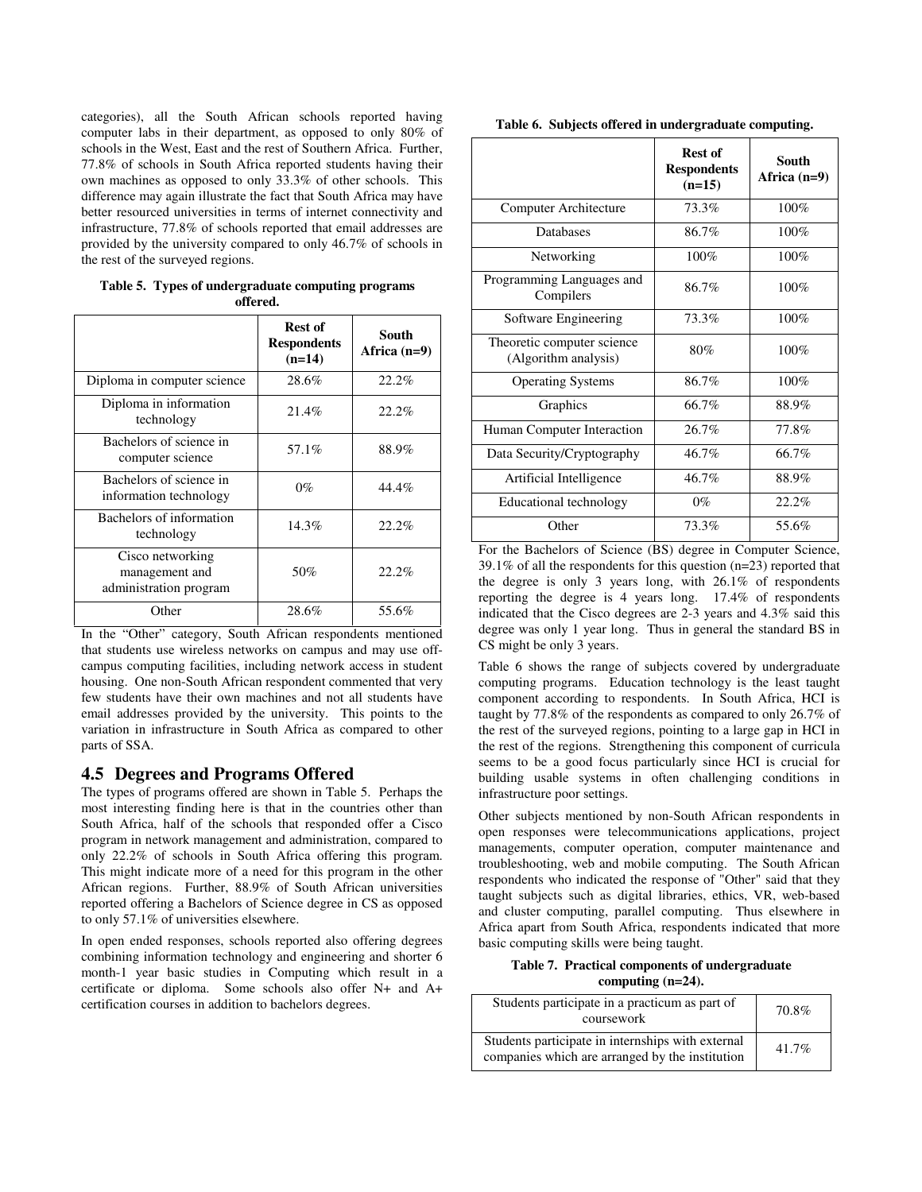categories), all the South African schools reported having computer labs in their department, as opposed to only 80% of schools in the West, East and the rest of Southern Africa. Further, 77.8% of schools in South Africa reported students having their own machines as opposed to only 33.3% of other schools. This difference may again illustrate the fact that South Africa may have better resourced universities in terms of internet connectivity and infrastructure, 77.8% of schools reported that email addresses are provided by the university compared to only 46.7% of schools in the rest of the surveyed regions.

**Table 5. Types of undergraduate computing programs offered.**

| | Rest of Respondents (n=14) | South Africa (n=9) |
|---|---|---|
| Diploma in computer science | 28.6% | 22.2% |
| Diploma in information technology | 21.4% | 22.2% |
| Bachelors of science in computer science | 57.1% | 88.9% |
| Bachelors of science in information technology | 0% | 44.4% |
| Bachelors of information technology | 14.3% | 22.2% |
| Cisco networking management and administration program | 50% | 22.2% |
| Other | 28.6% | 55.6% |

In the "Other" category, South African respondents mentioned that students use wireless networks on campus and may use off-campus computing facilities, including network access in student housing. One non-South African respondent commented that very few students have their own machines and not all students have email addresses provided by the university. This points to the variation in infrastructure in South Africa as compared to other parts of SSA.

## 4.5 Degrees and Programs Offered

The types of programs offered are shown in Table 5. Perhaps the most interesting finding here is that in the countries other than South Africa, half of the schools that responded offer a Cisco program in network management and administration, compared to only 22.2% of schools in South Africa offering this program. This might indicate more of a need for this program in the other African regions. Further, 88.9% of South African universities reported offering a Bachelors of Science degree in CS as opposed to only 57.1% of universities elsewhere.

In open ended responses, schools reported also offering degrees combining information technology and engineering and shorter 6 month-1 year basic studies in Computing which result in a certificate or diploma. Some schools also offer N+ and A+ certification courses in addition to bachelors degrees.

**Table 6. Subjects offered in undergraduate computing.**

| | Rest of Respondents (n=15) | South Africa (n=9) |
|---|---|---|
| Computer Architecture | 73.3% | 100% |
| Databases | 86.7% | 100% |
| Networking | 100% | 100% |
| Programming Languages and Compilers | 86.7% | 100% |
| Software Engineering | 73.3% | 100% |
| Theoretic computer science (Algorithm analysis) | 80% | 100% |
| Operating Systems | 86.7% | 100% |
| Graphics | 66.7% | 88.9% |
| Human Computer Interaction | 26.7% | 77.8% |
| Data Security/Cryptography | 46.7% | 66.7% |
| Artificial Intelligence | 46.7% | 88.9% |
| Educational technology | 0% | 22.2% |
| Other | 73.3% | 55.6% |

For the Bachelors of Science (BS) degree in Computer Science, 39.1% of all the respondents for this question (n=23) reported that the degree is only 3 years long, with 26.1% of respondents reporting the degree is 4 years long. 17.4% of respondents indicated that the Cisco degrees are 2-3 years and 4.3% said this degree was only 1 year long. Thus in general the standard BS in CS might be only 3 years.

Table 6 shows the range of subjects covered by undergraduate computing programs. Education technology is the least taught component according to respondents. In South Africa, HCI is taught by 77.8% of the respondents as compared to only 26.7% of the rest of the surveyed regions, pointing to a large gap in HCI in the rest of the regions. Strengthening this component of curricula seems to be a good focus particularly since HCI is crucial for building usable systems in often challenging conditions in infrastructure poor settings.

Other subjects mentioned by non-South African respondents in open responses were telecommunications applications, project managements, computer operation, computer maintenance and troubleshooting, web and mobile computing. The South African respondents who indicated the response of "Other" said that they taught subjects such as digital libraries, ethics, VR, web-based and cluster computing, parallel computing. Thus elsewhere in Africa apart from South Africa, respondents indicated that more basic computing skills were being taught.

**Table 7. Practical components of undergraduate computing (n=24).**

| | |
|---|---|
| Students participate in a practicum as part of coursework | 70.8% |
| Students participate in internships with external companies which are arranged by the institution | 41.7% |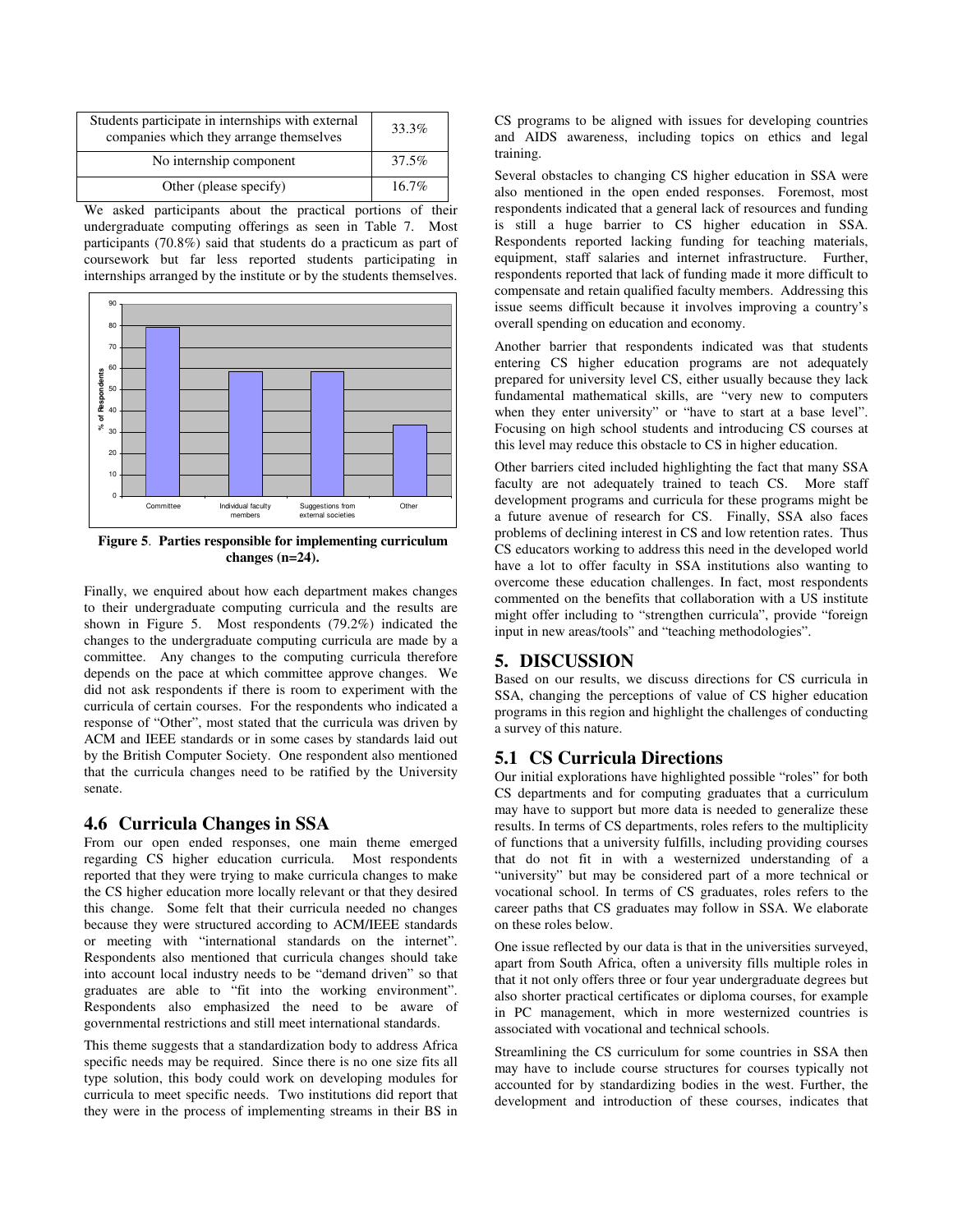| Students participate in internships with external companies which they arrange themselves | 33.3% |
|---|---|
| No internship component | 37.5% |
| Other (please specify) | 16.7% |

We asked participants about the practical portions of their undergraduate computing offerings as seen in Table 7. Most participants (70.8%) said that students do a practicum as part of coursework but far less reported students participating in internships arranged by the institute or by the students themselves.

**Figure 5**. **Parties responsible for implementing curriculum changes (n=24).**

Finally, we enquired about how each department makes changes to their undergraduate computing curricula and the results are shown in Figure 5. Most respondents (79.2%) indicated the changes to the undergraduate computing curricula are made by a committee. Any changes to the computing curricula therefore depends on the pace at which committee approve changes. We did not ask respondents if there is room to experiment with the curricula of certain courses. For the respondents who indicated a response of "Other", most stated that the curricula was driven by ACM and IEEE standards or in some cases by standards laid out by the British Computer Society. One respondent also mentioned that the curricula changes need to be ratified by the University senate.

## 4.6 Curricula Changes in SSA

From our open ended responses, one main theme emerged regarding CS higher education curricula. Most respondents reported that they were trying to make curricula changes to make the CS higher education more locally relevant or that they desired this change. Some felt that their curricula needed no changes because they were structured according to ACM/IEEE standards or meeting with "international standards on the internet". Respondents also mentioned that curricula changes should take into account local industry needs to be "demand driven" so that graduates are able to "fit into the working environment". Respondents also emphasized the need to be aware of governmental restrictions and still meet international standards.

This theme suggests that a standardization body to address Africa specific needs may be required. Since there is no one size fits all type solution, this body could work on developing modules for curricula to meet specific needs. Two institutions did report that they were in the process of implementing streams in their BS in CS programs to be aligned with issues for developing countries and AIDS awareness, including topics on ethics and legal training.

Several obstacles to changing CS higher education in SSA were also mentioned in the open ended responses. Foremost, most respondents indicated that a general lack of resources and funding is still a huge barrier to CS higher education in SSA. Respondents reported lacking funding for teaching materials, equipment, staff salaries and internet infrastructure. Further, respondents reported that lack of funding made it more difficult to compensate and retain qualified faculty members. Addressing this issue seems difficult because it involves improving a country's overall spending on education and economy.

Another barrier that respondents indicated was that students entering CS higher education programs are not adequately prepared for university level CS, either usually because they lack fundamental mathematical skills, are "very new to computers when they enter university" or "have to start at a base level". Focusing on high school students and introducing CS courses at this level may reduce this obstacle to CS in higher education.

Other barriers cited included highlighting the fact that many SSA faculty are not adequately trained to teach CS. More staff development programs and curricula for these programs might be a future avenue of research for CS. Finally, SSA also faces problems of declining interest in CS and low retention rates. Thus CS educators working to address this need in the developed world have a lot to offer faculty in SSA institutions also wanting to overcome these education challenges. In fact, most respondents commented on the benefits that collaboration with a US institute might offer including to "strengthen curricula", provide "foreign input in new areas/tools" and "teaching methodologies".

## 5. DISCUSSION

Based on our results, we discuss directions for CS curricula in SSA, changing the perceptions of value of CS higher education programs in this region and highlight the challenges of conducting a survey of this nature.

## 5.1 CS Curricula Directions

Our initial explorations have highlighted possible "roles" for both CS departments and for computing graduates that a curriculum may have to support but more data is needed to generalize these results. In terms of CS departments, roles refers to the multiplicity of functions that a university fulfills, including providing courses that do not fit in with a westernized understanding of a "university" but may be considered part of a more technical or vocational school. In terms of CS graduates, roles refers to the career paths that CS graduates may follow in SSA. We elaborate on these roles below.

One issue reflected by our data is that in the universities surveyed, apart from South Africa, often a university fills multiple roles in that it not only offers three or four year undergraduate degrees but also shorter practical certificates or diploma courses, for example in PC management, which in more westernized countries is associated with vocational and technical schools.

Streamlining the CS curriculum for some countries in SSA then may have to include course structures for courses typically not accounted for by standardizing bodies in the west. Further, the development and introduction of these courses, indicates that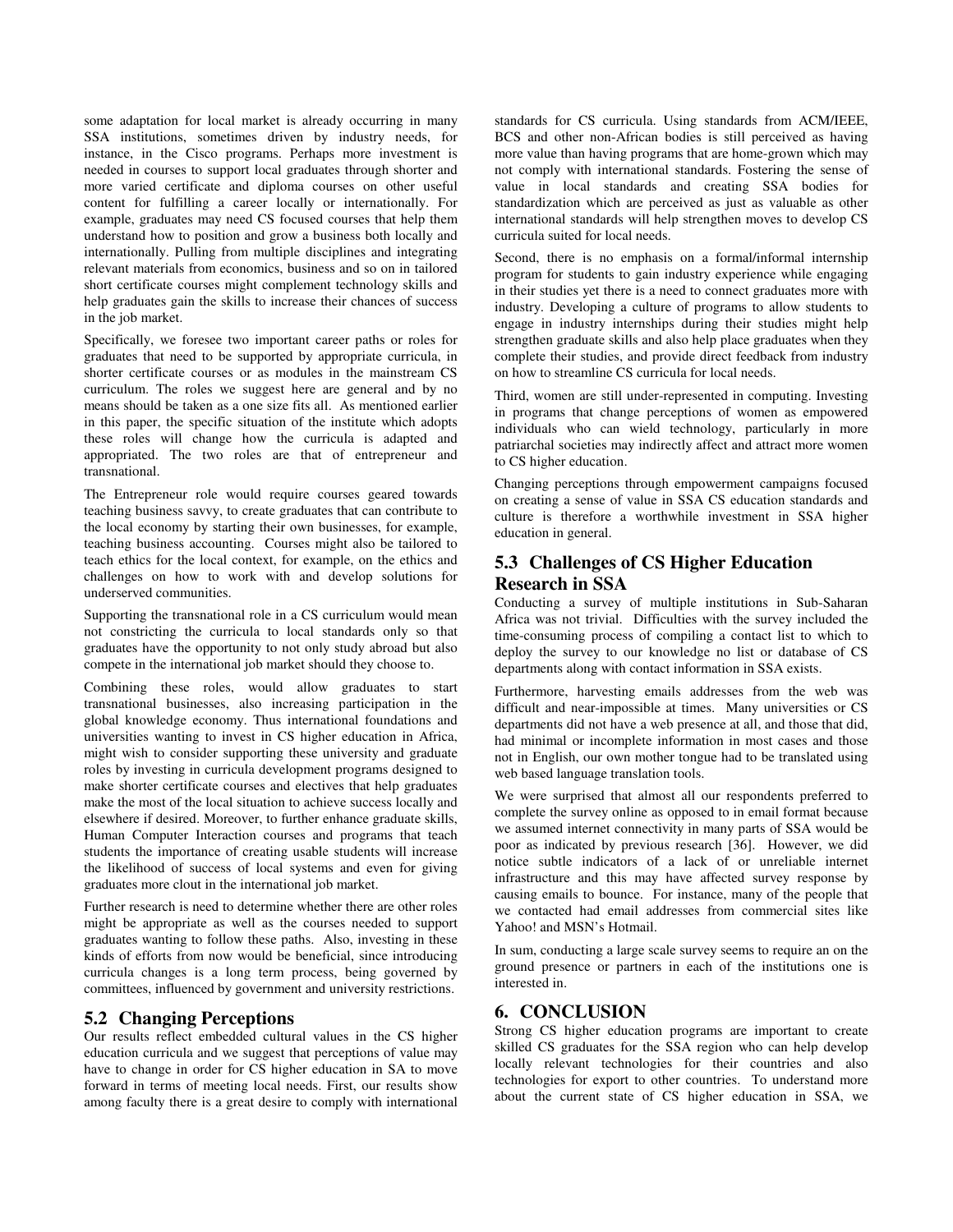some adaptation for local market is already occurring in many SSA institutions, sometimes driven by industry needs, for instance, in the Cisco programs. Perhaps more investment is needed in courses to support local graduates through shorter and more varied certificate and diploma courses on other useful content for fulfilling a career locally or internationally. For example, graduates may need CS focused courses that help them understand how to position and grow a business both locally and internationally. Pulling from multiple disciplines and integrating relevant materials from economics, business and so on in tailored short certificate courses might complement technology skills and help graduates gain the skills to increase their chances of success in the job market.

Specifically, we foresee two important career paths or roles for graduates that need to be supported by appropriate curricula, in shorter certificate courses or as modules in the mainstream CS curriculum. The roles we suggest here are general and by no means should be taken as a one size fits all. As mentioned earlier in this paper, the specific situation of the institute which adopts these roles will change how the curricula is adapted and appropriated. The two roles are that of entrepreneur and transnational.

The Entrepreneur role would require courses geared towards teaching business savvy, to create graduates that can contribute to the local economy by starting their own businesses, for example, teaching business accounting. Courses might also be tailored to teach ethics for the local context, for example, on the ethics and challenges on how to work with and develop solutions for underserved communities.

Supporting the transnational role in a CS curriculum would mean not constricting the curricula to local standards only so that graduates have the opportunity to not only study abroad but also compete in the international job market should they choose to.

Combining these roles, would allow graduates to start transnational businesses, also increasing participation in the global knowledge economy. Thus international foundations and universities wanting to invest in CS higher education in Africa, might wish to consider supporting these university and graduate roles by investing in curricula development programs designed to make shorter certificate courses and electives that help graduates make the most of the local situation to achieve success locally and elsewhere if desired. Moreover, to further enhance graduate skills, Human Computer Interaction courses and programs that teach students the importance of creating usable students will increase the likelihood of success of local systems and even for giving graduates more clout in the international job market.

Further research is need to determine whether there are other roles might be appropriate as well as the courses needed to support graduates wanting to follow these paths. Also, investing in these kinds of efforts from now would be beneficial, since introducing curricula changes is a long term process, being governed by committees, influenced by government and university restrictions.

## 5.2 Changing Perceptions

Our results reflect embedded cultural values in the CS higher education curricula and we suggest that perceptions of value may have to change in order for CS higher education in SA to move forward in terms of meeting local needs. First, our results show among faculty there is a great desire to comply with international standards for CS curricula. Using standards from ACM/IEEE, BCS and other non-African bodies is still perceived as having more value than having programs that are home-grown which may not comply with international standards. Fostering the sense of value in local standards and creating SSA bodies for standardization which are perceived as just as valuable as other international standards will help strengthen moves to develop CS curricula suited for local needs.

Second, there is no emphasis on a formal/informal internship program for students to gain industry experience while engaging in their studies yet there is a need to connect graduates more with industry. Developing a culture of programs to allow students to engage in industry internships during their studies might help strengthen graduate skills and also help place graduates when they complete their studies, and provide direct feedback from industry on how to streamline CS curricula for local needs.

Third, women are still under-represented in computing. Investing in programs that change perceptions of women as empowered individuals who can wield technology, particularly in more patriarchal societies may indirectly affect and attract more women to CS higher education.

Changing perceptions through empowerment campaigns focused on creating a sense of value in SSA CS education standards and culture is therefore a worthwhile investment in SSA higher education in general.

## 5.3 Challenges of CS Higher Education Research in SSA

Conducting a survey of multiple institutions in Sub-Saharan Africa was not trivial. Difficulties with the survey included the time-consuming process of compiling a contact list to which to deploy the survey to our knowledge no list or database of CS departments along with contact information in SSA exists.

Furthermore, harvesting emails addresses from the web was difficult and near-impossible at times. Many universities or CS departments did not have a web presence at all, and those that did, had minimal or incomplete information in most cases and those not in English, our own mother tongue had to be translated using web based language translation tools.

We were surprised that almost all our respondents preferred to complete the survey online as opposed to in email format because we assumed internet connectivity in many parts of SSA would be poor as indicated by previous research [36]. However, we did notice subtle indicators of a lack of or unreliable internet infrastructure and this may have affected survey response by causing emails to bounce. For instance, many of the people that we contacted had email addresses from commercial sites like Yahoo! and MSN's Hotmail.

In sum, conducting a large scale survey seems to require an on the ground presence or partners in each of the institutions one is interested in.

# 6. CONCLUSION

Strong CS higher education programs are important to create skilled CS graduates for the SSA region who can help develop locally relevant technologies for their countries and also technologies for export to other countries. To understand more about the current state of CS higher education in SSA, we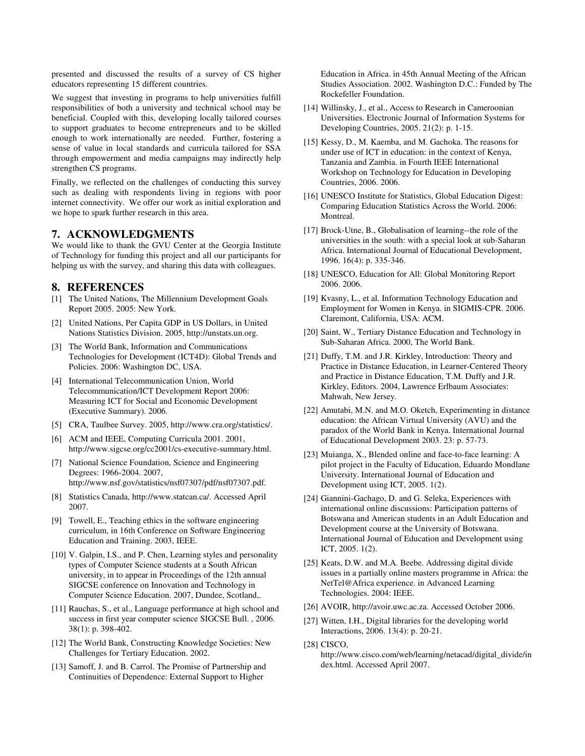presented and discussed the results of a survey of CS higher educators representing 15 different countries.

We suggest that investing in programs to help universities fulfill responsibilities of both a university and technical school may be beneficial. Coupled with this, developing locally tailored courses to support graduates to become entrepreneurs and to be skilled enough to work internationally are needed. Further, fostering a sense of value in local standards and curricula tailored for SSA through empowerment and media campaigns may indirectly help strengthen CS programs.

Finally, we reflected on the challenges of conducting this survey such as dealing with respondents living in regions with poor internet connectivity. We offer our work as initial exploration and we hope to spark further research in this area.

## 7. ACKNOWLEDGMENTS

We would like to thank the GVU Center at the Georgia Institute of Technology for funding this project and all our participants for helping us with the survey, and sharing this data with colleagues.

## 8. REFERENCES

[1] The United Nations, The Millennium Development Goals Report 2005. 2005: New York.

[2] United Nations, Per Capita GDP in US Dollars, in United Nations Statistics Division. 2005, http://unstats.un.org.

[3] The World Bank, Information and Communications Technologies for Development (ICT4D): Global Trends and Policies. 2006: Washington DC, USA.

[4] International Telecommunication Union, World Telecommunication/ICT Development Report 2006: Measuring ICT for Social and Economic Development (Executive Summary). 2006.

[5] CRA, Taulbee Survey. 2005, http://www.cra.org/statistics/.

[6] ACM and IEEE, Computing Curricula 2001. 2001, http://www.sigcse.org/cc2001/cs-executive-summary.html.

[7] National Science Foundation, Science and Engineering Degrees: 1966-2004. 2007, http://www.nsf.gov/statistics/nsf07307/pdf/nsf07307.pdf.

[8] Statistics Canada, http://www.statcan.ca/. Accessed April 2007.

[9] Towell, E., Teaching ethics in the software engineering curriculum, in 16th Conference on Software Engineering Education and Training. 2003, IEEE.

[10] V. Galpin, I.S., and P. Chen, Learning styles and personality types of Computer Science students at a South African university, in to appear in Proceedings of the 12th annual SIGCSE conference on Innovation and Technology in Computer Science Education. 2007, Dundee, Scotland,.

[11] Rauchas, S., et al., Language performance at high school and success in first year computer science SIGCSE Bull. , 2006. 38(1): p. 398-402.

[12] The World Bank, Constructing Knowledge Societies: New Challenges for Tertiary Education. 2002.

[13] Samoff, J. and B. Carrol. The Promise of Partnership and Continuities of Dependence: External Support to Higher Education in Africa. in 45th Annual Meeting of the African Studies Association. 2002. Washington D.C.: Funded by The Rockefeller Foundation.

[14] Willinsky, J., et al., Access to Research in Cameroonian Universities. Electronic Journal of Information Systems for Developing Countries, 2005. 21(2): p. 1-15.

[15] Kessy, D., M. Kaemba, and M. Gachoka. The reasons for under use of ICT in education: in the context of Kenya, Tanzania and Zambia. in Fourth IEEE International Workshop on Technology for Education in Developing Countries, 2006. 2006.

[16] UNESCO Institute for Statistics, Global Education Digest: Comparing Education Statistics Across the World. 2006: Montreal.

[17] Brock-Utne, B., Globalisation of learning--the role of the universities in the south: with a special look at sub-Saharan Africa. International Journal of Educational Development, 1996. 16(4): p. 335-346.

[18] UNESCO, Education for All: Global Monitoring Report 2006. 2006.

[19] Kvasny, L., et al. Information Technology Education and Employment for Women in Kenya. in SIGMIS-CPR. 2006. Claremont, California, USA: ACM.

[20] Saint, W., Tertiary Distance Education and Technology in Sub-Saharan Africa. 2000, The World Bank.

[21] Duffy, T.M. and J.R. Kirkley, Introduction: Theory and Practice in Distance Education, in Learner-Centered Theory and Practice in Distance Education, T.M. Duffy and J.R. Kirkley, Editors. 2004, Lawrence Erlbaum Associates: Mahwah, New Jersey.

[22] Amutabi, M.N. and M.O. Oketch, Experimenting in distance education: the African Virtual University (AVU) and the paradox of the World Bank in Kenya. International Journal of Educational Development 2003. 23: p. 57-73.

[23] Muianga, X., Blended online and face-to-face learning: A pilot project in the Faculty of Education, Eduardo Mondlane University. International Journal of Education and Development using ICT, 2005. 1(2).

[24] Giannini-Gachago, D. and G. Seleka, Experiences with international online discussions: Participation patterns of Botswana and American students in an Adult Education and Development course at the University of Botswana. International Journal of Education and Development using ICT, 2005. 1(2).

[25] Keats, D.W. and M.A. Beebe. Addressing digital divide issues in a partially online masters programme in Africa: the NetTel@Africa experience. in Advanced Learning Technologies. 2004: IEEE.

[26] AVOIR, http://avoir.uwc.ac.za. Accessed October 2006.

[27] Witten, I.H., Digital libraries for the developing world Interactions, 2006. 13(4): p. 20-21.

[28] CISCO, http://www.cisco.com/web/learning/netacad/digital_divide/index.html. Accessed April 2007.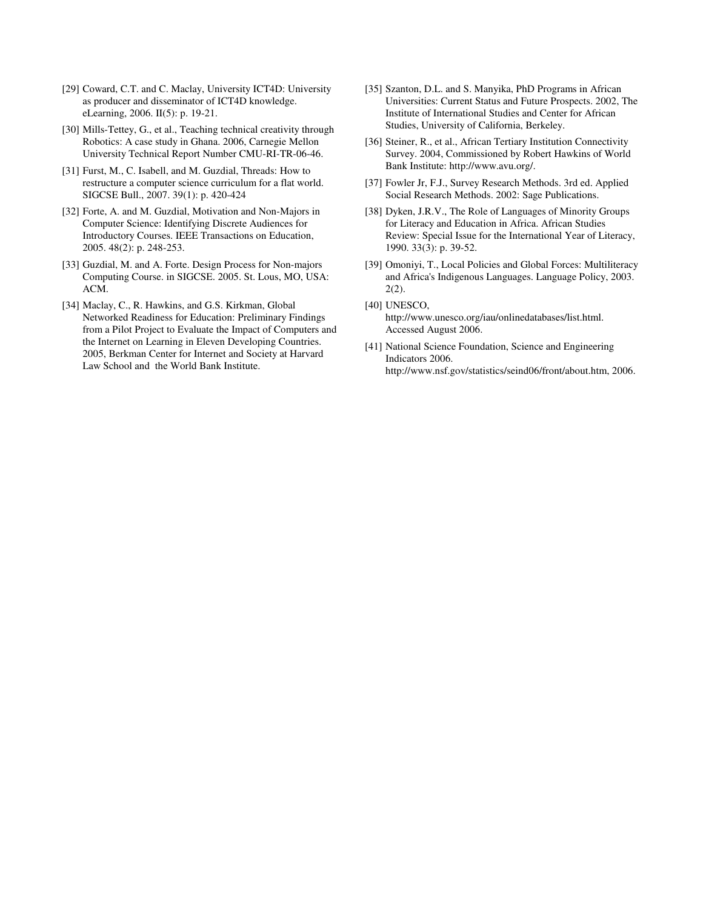[29] Coward, C.T. and C. Maclay, University ICT4D: University as producer and disseminator of ICT4D knowledge. eLearning, 2006. II(5): p. 19-21.

[30] Mills-Tettey, G., et al., Teaching technical creativity through Robotics: A case study in Ghana. 2006, Carnegie Mellon University Technical Report Number CMU-RI-TR-06-46.

[31] Furst, M., C. Isabell, and M. Guzdial, Threads: How to restructure a computer science curriculum for a flat world. SIGCSE Bull., 2007. 39(1): p. 420-424

[32] Forte, A. and M. Guzdial, Motivation and Non-Majors in Computer Science: Identifying Discrete Audiences for Introductory Courses. IEEE Transactions on Education, 2005. 48(2): p. 248-253.

[33] Guzdial, M. and A. Forte. Design Process for Non-majors Computing Course. in SIGCSE. 2005. St. Lous, MO, USA: ACM.

[34] Maclay, C., R. Hawkins, and G.S. Kirkman, Global Networked Readiness for Education: Preliminary Findings from a Pilot Project to Evaluate the Impact of Computers and the Internet on Learning in Eleven Developing Countries. 2005, Berkman Center for Internet and Society at Harvard Law School and the World Bank Institute.

[35] Szanton, D.L. and S. Manyika, PhD Programs in African Universities: Current Status and Future Prospects. 2002, The Institute of International Studies and Center for African Studies, University of Cafifornia, Berkeley.

[36] Steiner, R., et al., African Tertiary Institution Connectivity Survey. 2004, Commissioned by Robert Hawkins of World Bank Institute: http://www.avu.org/.

[37] Fowler Jr, F.J., Survey Research Methods. 3rd ed. Applied Social Research Methods. 2002: Sage Publications.

[38] Dyken, J.R.V., The Role of Languages of Minority Groups for Literacy and Education in Africa. African Studies Review: Special Issue for the International Year of Literacy, 1990. 33(3): p. 39-52.

[39] Omoniyi, T., Local Policies and Global Forces: Multiliteracy and Africa's Indigenous Languages. Language Policy, 2003. 2(2).

[40] UNESCO, http://www.unesco.org/iau/onlinedatabases/list.html. Accessed August 2006.

[41] National Science Foundation, Science and Engineering Indicators 2006. http://www.nsf.gov/statistics/seind06/front/about.htm, 2006.